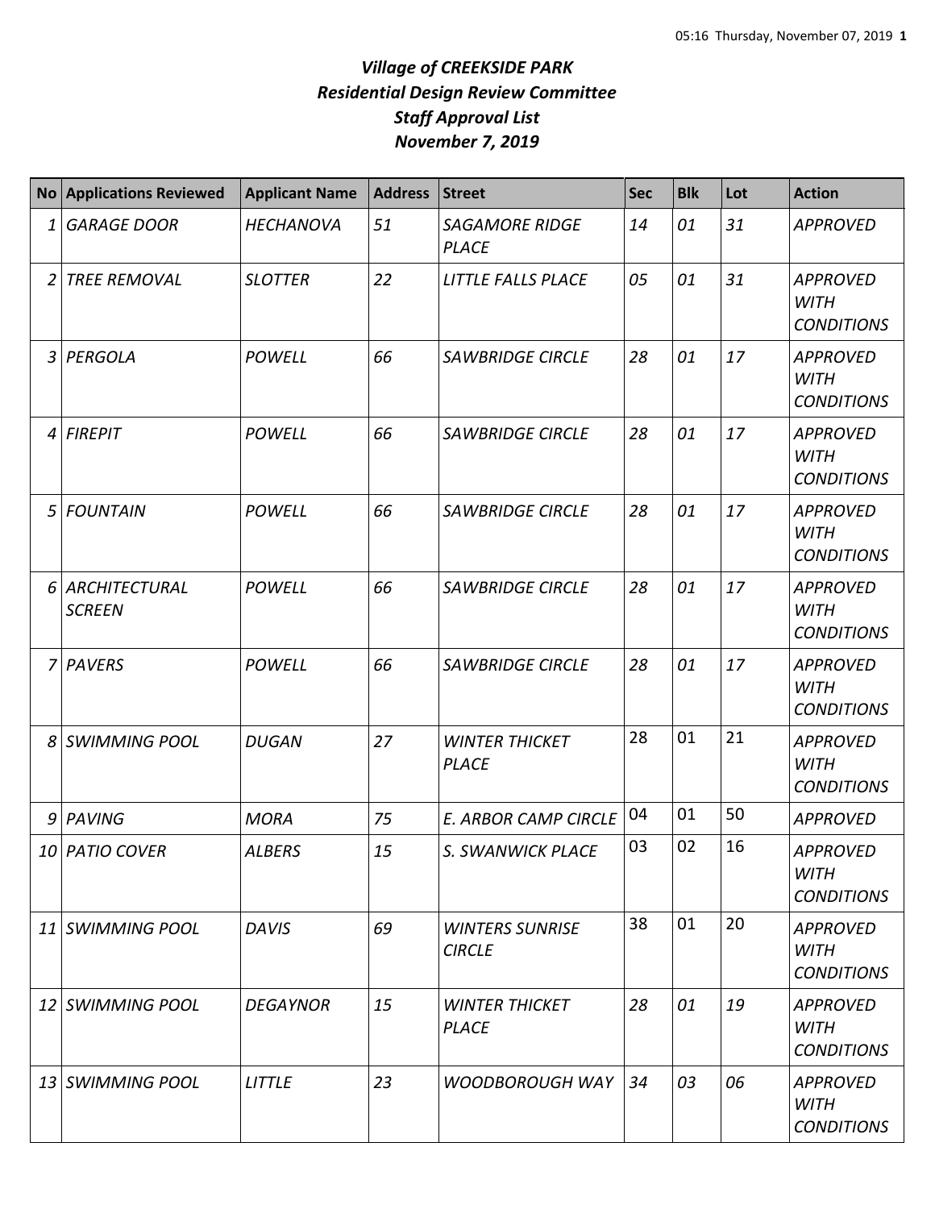# *Village of CREEKSIDE PARK*
## *Residential Design Review Committee*
## *Staff Approval List*
## *November 7, 2019*

| No | Applications Reviewed | Applicant Name | Address | Street | Sec | Blk | Lot | Action |
|---|---|---|---|---|---|---|---|---|
| 1 | GARAGE DOOR | HECHANOVA | 51 | SAGAMORE RIDGE PLACE | 14 | 01 | 31 | APPROVED |
| 2 | TREE REMOVAL | SLOTTER | 22 | LITTLE FALLS PLACE | 05 | 01 | 31 | APPROVED WITH CONDITIONS |
| 3 | PERGOLA | POWELL | 66 | SAWBRIDGE CIRCLE | 28 | 01 | 17 | APPROVED WITH CONDITIONS |
| 4 | FIREPIT | POWELL | 66 | SAWBRIDGE CIRCLE | 28 | 01 | 17 | APPROVED WITH CONDITIONS |
| 5 | FOUNTAIN | POWELL | 66 | SAWBRIDGE CIRCLE | 28 | 01 | 17 | APPROVED WITH CONDITIONS |
| 6 | ARCHITECTURAL SCREEN | POWELL | 66 | SAWBRIDGE CIRCLE | 28 | 01 | 17 | APPROVED WITH CONDITIONS |
| 7 | PAVERS | POWELL | 66 | SAWBRIDGE CIRCLE | 28 | 01 | 17 | APPROVED WITH CONDITIONS |
| 8 | SWIMMING POOL | DUGAN | 27 | WINTER THICKET PLACE | 28 | 01 | 21 | APPROVED WITH CONDITIONS |
| 9 | PAVING | MORA | 75 | E. ARBOR CAMP CIRCLE | 04 | 01 | 50 | APPROVED |
| 10 | PATIO COVER | ALBERS | 15 | S. SWANWICK PLACE | 03 | 02 | 16 | APPROVED WITH CONDITIONS |
| 11 | SWIMMING POOL | DAVIS | 69 | WINTERS SUNRISE CIRCLE | 38 | 01 | 20 | APPROVED WITH CONDITIONS |
| 12 | SWIMMING POOL | DEGAYNOR | 15 | WINTER THICKET PLACE | 28 | 01 | 19 | APPROVED WITH CONDITIONS |
| 13 | SWIMMING POOL | LITTLE | 23 | WOODBOROUGH WAY | 34 | 03 | 06 | APPROVED WITH CONDITIONS |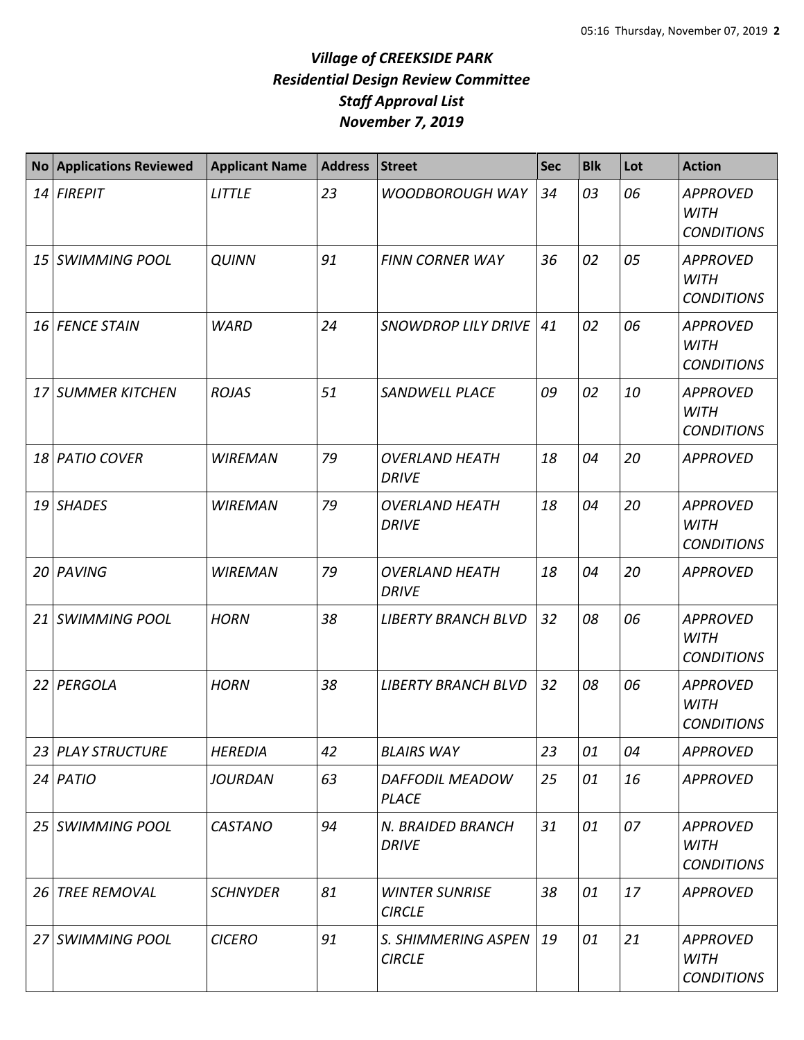# *Village of CREEKSIDE PARK*
## *Residential Design Review Committee*
## *Staff Approval List*
## *November 7, 2019*

| No | Applications Reviewed | Applicant Name | Address | Street | Sec | Blk | Lot | Action |
|---|---|---|---|---|---|---|---|---|
| *14* | *FIREPIT* | *LITTLE* | *23* | *WOODBOROUGH WAY* | *34* | *03* | *06* | *APPROVED WITH CONDITIONS* |
| *15* | *SWIMMING POOL* | *QUINN* | *91* | *FINN CORNER WAY* | *36* | *02* | *05* | *APPROVED WITH CONDITIONS* |
| *16* | *FENCE STAIN* | *WARD* | *24* | *SNOWDROP LILY DRIVE* | *41* | *02* | *06* | *APPROVED WITH CONDITIONS* |
| *17* | *SUMMER KITCHEN* | *ROJAS* | *51* | *SANDWELL PLACE* | *09* | *02* | *10* | *APPROVED WITH CONDITIONS* |
| *18* | *PATIO COVER* | *WIREMAN* | *79* | *OVERLAND HEATH DRIVE* | *18* | *04* | *20* | *APPROVED* |
| *19* | *SHADES* | *WIREMAN* | *79* | *OVERLAND HEATH DRIVE* | *18* | *04* | *20* | *APPROVED WITH CONDITIONS* |
| *20* | *PAVING* | *WIREMAN* | *79* | *OVERLAND HEATH DRIVE* | *18* | *04* | *20* | *APPROVED* |
| *21* | *SWIMMING POOL* | *HORN* | *38* | *LIBERTY BRANCH BLVD* | *32* | *08* | *06* | *APPROVED WITH CONDITIONS* |
| *22* | *PERGOLA* | *HORN* | *38* | *LIBERTY BRANCH BLVD* | *32* | *08* | *06* | *APPROVED WITH CONDITIONS* |
| *23* | *PLAY STRUCTURE* | *HEREDIA* | *42* | *BLAIRS WAY* | *23* | *01* | *04* | *APPROVED* |
| *24* | *PATIO* | *JOURDAN* | *63* | *DAFFODIL MEADOW PLACE* | *25* | *01* | *16* | *APPROVED* |
| *25* | *SWIMMING POOL* | *CASTANO* | *94* | *N. BRAIDED BRANCH DRIVE* | *31* | *01* | *07* | *APPROVED WITH CONDITIONS* |
| *26* | *TREE REMOVAL* | *SCHNYDER* | *81* | *WINTER SUNRISE CIRCLE* | *38* | *01* | *17* | *APPROVED* |
| *27* | *SWIMMING POOL* | *CICERO* | *91* | *S. SHIMMERING ASPEN CIRCLE* | *19* | *01* | *21* | *APPROVED WITH CONDITIONS* |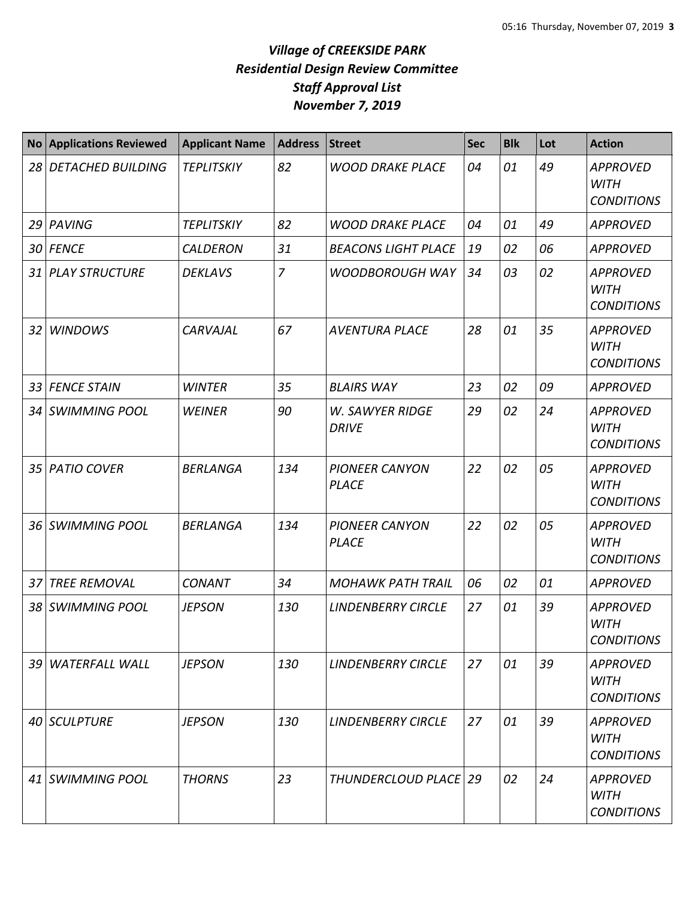# *Village of CREEKSIDE PARK*
## *Residential Design Review Committee*
## *Staff Approval List*
## *November 7, 2019*

| No | Applications Reviewed | Applicant Name | Address | Street | Sec | Blk | Lot | Action |
|---|---|---|---|---|---|---|---|---|
| *28* | *DETACHED BUILDING* | *TEPLITSKIY* | *82* | *WOOD DRAKE PLACE* | *04* | *01* | *49* | *APPROVED WITH CONDITIONS* |
| *29* | *PAVING* | *TEPLITSKIY* | *82* | *WOOD DRAKE PLACE* | *04* | *01* | *49* | *APPROVED* |
| *30* | *FENCE* | *CALDERON* | *31* | *BEACONS LIGHT PLACE* | *19* | *02* | *06* | *APPROVED* |
| *31* | *PLAY STRUCTURE* | *DEKLAVS* | *7* | *WOODBOROUGH WAY* | *34* | *03* | *02* | *APPROVED WITH CONDITIONS* |
| *32* | *WINDOWS* | *CARVAJAL* | *67* | *AVENTURA PLACE* | *28* | *01* | *35* | *APPROVED WITH CONDITIONS* |
| *33* | *FENCE STAIN* | *WINTER* | *35* | *BLAIRS WAY* | *23* | *02* | *09* | *APPROVED* |
| *34* | *SWIMMING POOL* | *WEINER* | *90* | *W. SAWYER RIDGE DRIVE* | *29* | *02* | *24* | *APPROVED WITH CONDITIONS* |
| *35* | *PATIO COVER* | *BERLANGA* | *134* | *PIONEER CANYON PLACE* | *22* | *02* | *05* | *APPROVED WITH CONDITIONS* |
| *36* | *SWIMMING POOL* | *BERLANGA* | *134* | *PIONEER CANYON PLACE* | *22* | *02* | *05* | *APPROVED WITH CONDITIONS* |
| *37* | *TREE REMOVAL* | *CONANT* | *34* | *MOHAWK PATH TRAIL* | *06* | *02* | *01* | *APPROVED* |
| *38* | *SWIMMING POOL* | *JEPSON* | *130* | *LINDENBERRY CIRCLE* | *27* | *01* | *39* | *APPROVED WITH CONDITIONS* |
| *39* | *WATERFALL WALL* | *JEPSON* | *130* | *LINDENBERRY CIRCLE* | *27* | *01* | *39* | *APPROVED WITH CONDITIONS* |
| *40* | *SCULPTURE* | *JEPSON* | *130* | *LINDENBERRY CIRCLE* | *27* | *01* | *39* | *APPROVED WITH CONDITIONS* |
| *41* | *SWIMMING POOL* | *THORNS* | *23* | *THUNDERCLOUD PLACE* | *29* | *02* | *24* | *APPROVED WITH CONDITIONS* |